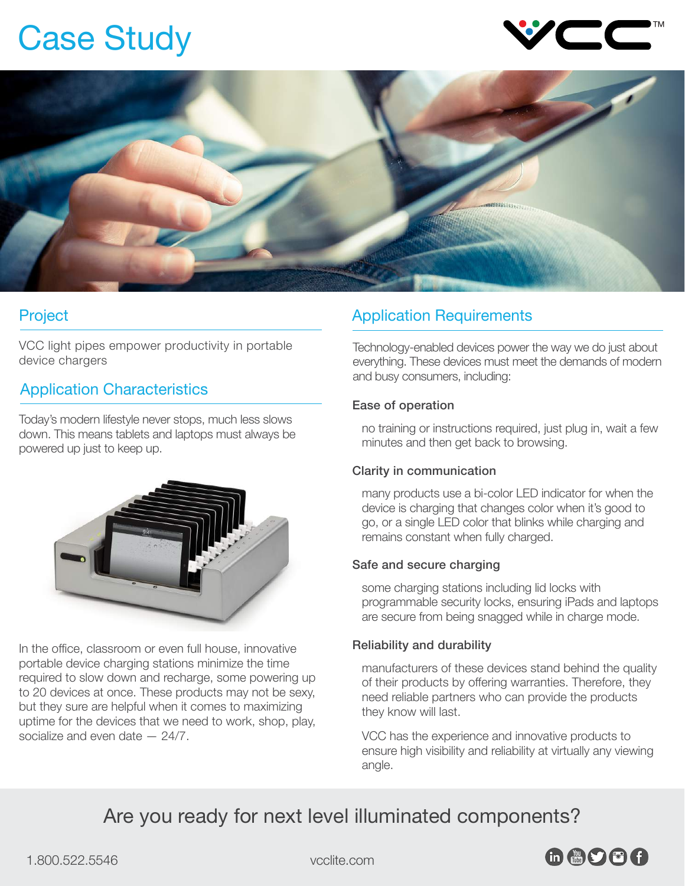# Case Study

## Project

VCC light pipes empower productivity in portable device chargers

## Application Characteristics

Today's modern lifestyle never stops, much less slows down. This means tablets and laptops must always be powered up just to keep up.

In the office, classroom or even full house, innovative portable device charging stations minimize the time required to slow down and recharge, some powering up to 20 devices at once. These products may not be sexy, but they sure are helpful when it comes to maximizing uptime for the devices that we need to work, shop, play, socialize and even date — 24/7.

## Application Requirements

Technology-enabled devices power the way we do just about everything. These devices must meet the demands of modern and busy consumers, including:

### Ease of operation

no training or instructions required, just plug in, wait a few minutes and then get back to browsing.

### Clarity in communication

many products use a bi-color LED indicator for when the device is charging that changes color when it's good to go, or a single LED color that blinks while charging and remains constant when fully charged.

### Safe and secure charging

some charging stations including lid locks with programmable security locks, ensuring iPads and laptops are secure from being snagged while in charge mode.

### Reliability and durability

manufacturers of these devices stand behind the quality of their products by offering warranties. Therefore, they need reliable partners who can provide the products they know will last.

VCC has the experience and innovative products to ensure high visibility and reliability at virtually any viewing angle.

## Are you ready for next level illuminated components?

1.800.522.5546

vcclite.com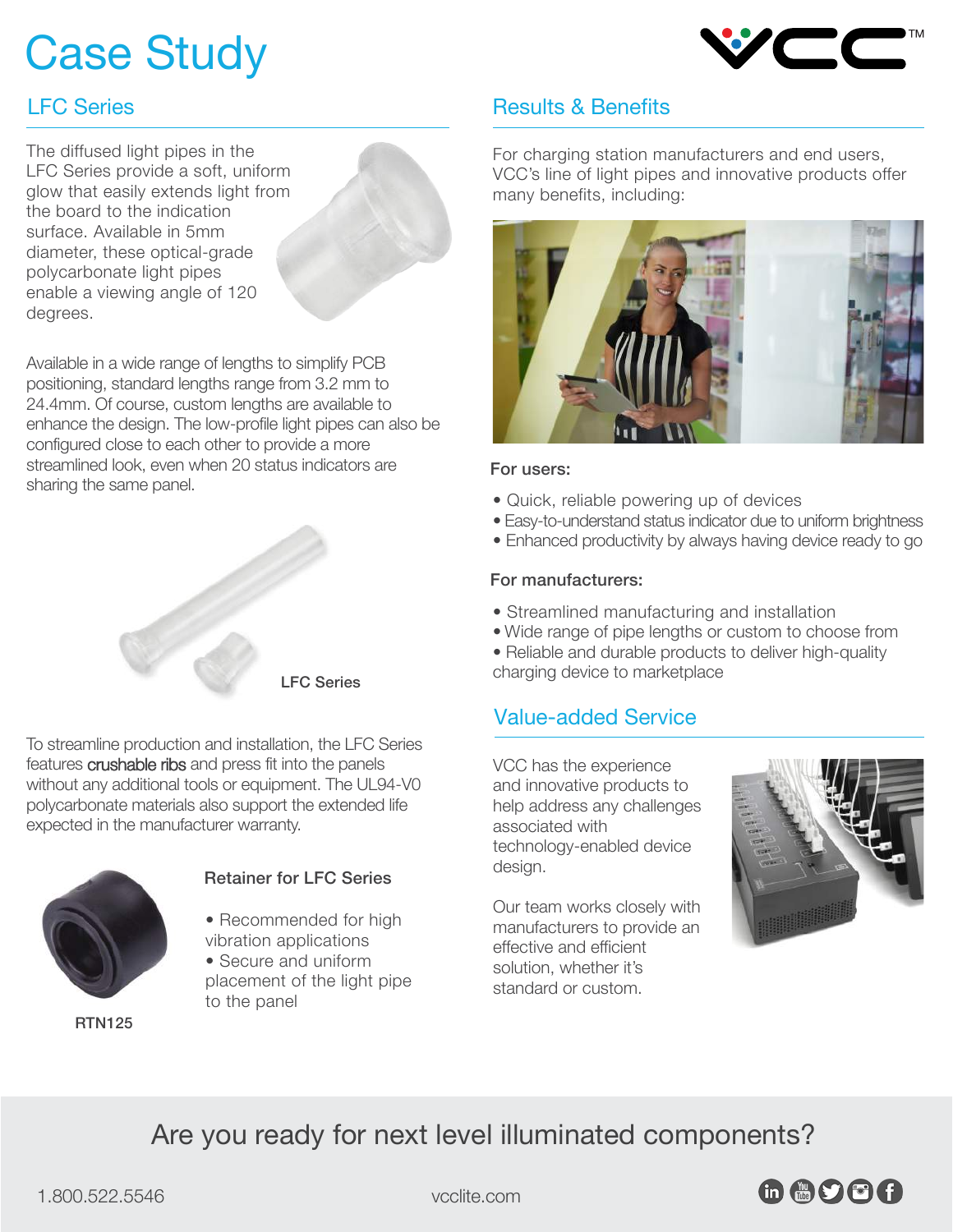# Case Study

## LFC Series

The diffused light pipes in the LFC Series provide a soft, uniform glow that easily extends light from the board to the indication surface. Available in 5mm diameter, these optical-grade polycarbonate light pipes enable a viewing angle of 120 degrees.

Available in a wide range of lengths to simplify PCB positioning, standard lengths range from 3.2 mm to 24.4mm. Of course, custom lengths are available to enhance the design. The low-profile light pipes can also be configured close to each other to provide a more streamlined look, even when 20 status indicators are sharing the same panel.

LFC Series

To streamline production and installation, the LFC Series features crushable ribs and press fit into the panels without any additional tools or equipment. The UL94-V0 polycarbonate materials also support the extended life expected in the manufacturer warranty.

RTN125

### Retainer for LFC Series

- Recommended for high vibration applications
- Secure and uniform placement of the light pipe to the panel

## Results & Benefits

For charging station manufacturers and end users, VCC's line of light pipes and innovative products offer many benefits, including:

**For users:**

- Quick, reliable powering up of devices
- Easy-to-understand status indicator due to uniform brightness
- Enhanced productivity by always having device ready to go

**For manufacturers:**

- Streamlined manufacturing and installation
- Wide range of pipe lengths or custom to choose from
- Reliable and durable products to deliver high-quality charging device to marketplace

## Value-added Service

VCC has the experience and innovative products to help address any challenges associated with technology-enabled device design.

Our team works closely with manufacturers to provide an effective and efficient solution, whether it's standard or custom.

Are you ready for next level illuminated components?

1.800.522.5546

vcclite.com